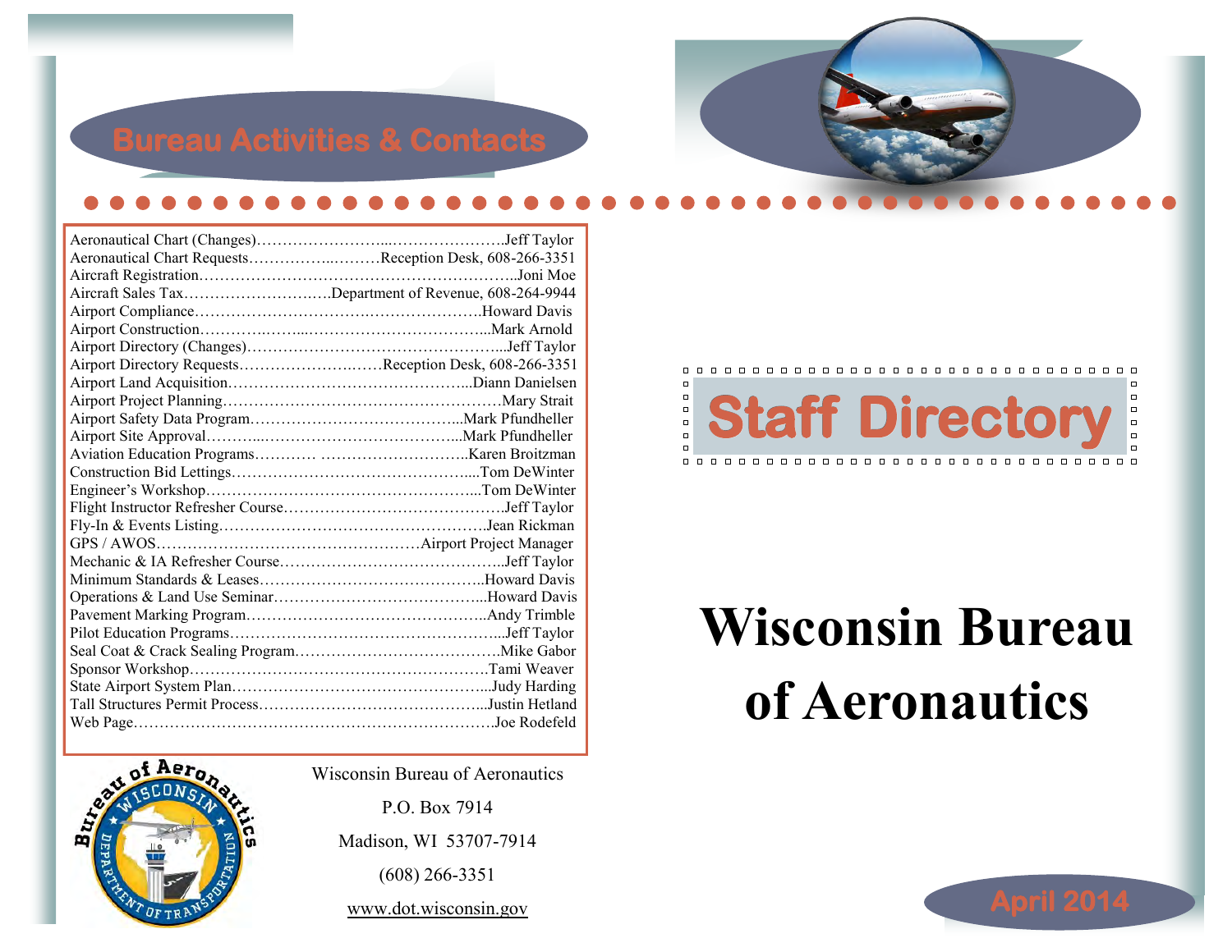# Bureau Activities & Contacts

| Activity | Contact |
|---|---|
| Aeronautical Chart (Changes) | Jeff Taylor |
| Aeronautical Chart Requests | Reception Desk, 608-266-3351 |
| Aircraft Registration | Joni Moe |
| Aircraft Sales Tax | Department of Revenue, 608-264-9944 |
| Airport Compliance | Howard Davis |
| Airport Construction | Mark Arnold |
| Airport Directory (Changes) | Jeff Taylor |
| Airport Directory Requests | Reception Desk, 608-266-3351 |
| Airport Land Acquisition | Diann Danielsen |
| Airport Project Planning | Mary Strait |
| Airport Safety Data Program | Mark Pfundheller |
| Airport Site Approval | Mark Pfundheller |
| Aviation Education Programs | Karen Broitzman |
| Construction Bid Lettings | Tom DeWinter |
| Engineer's Workshop | Tom DeWinter |
| Flight Instructor Refresher Course | Jeff Taylor |
| Fly-In & Events Listing | Jean Rickman |
| GPS / AWOS | Airport Project Manager |
| Mechanic & IA Refresher Course | Jeff Taylor |
| Minimum Standards & Leases | Howard Davis |
| Operations & Land Use Seminar | Howard Davis |
| Pavement Marking Program | Andy Trimble |
| Pilot Education Programs | Jeff Taylor |
| Seal Coat & Crack Sealing Program | Mike Gabor |
| Sponsor Workshop | Tami Weaver |
| State Airport System Plan | Judy Harding |
| Tall Structures Permit Process | Justin Hetland |
| Web Page | Joe Rodefeld |

Wisconsin Bureau of Aeronautics

P.O. Box 7914

Madison, WI 53707-7914

(608) 266-3351

www.dot.wisconsin.gov

# Staff Directory

# Wisconsin Bureau of Aeronautics

April 2014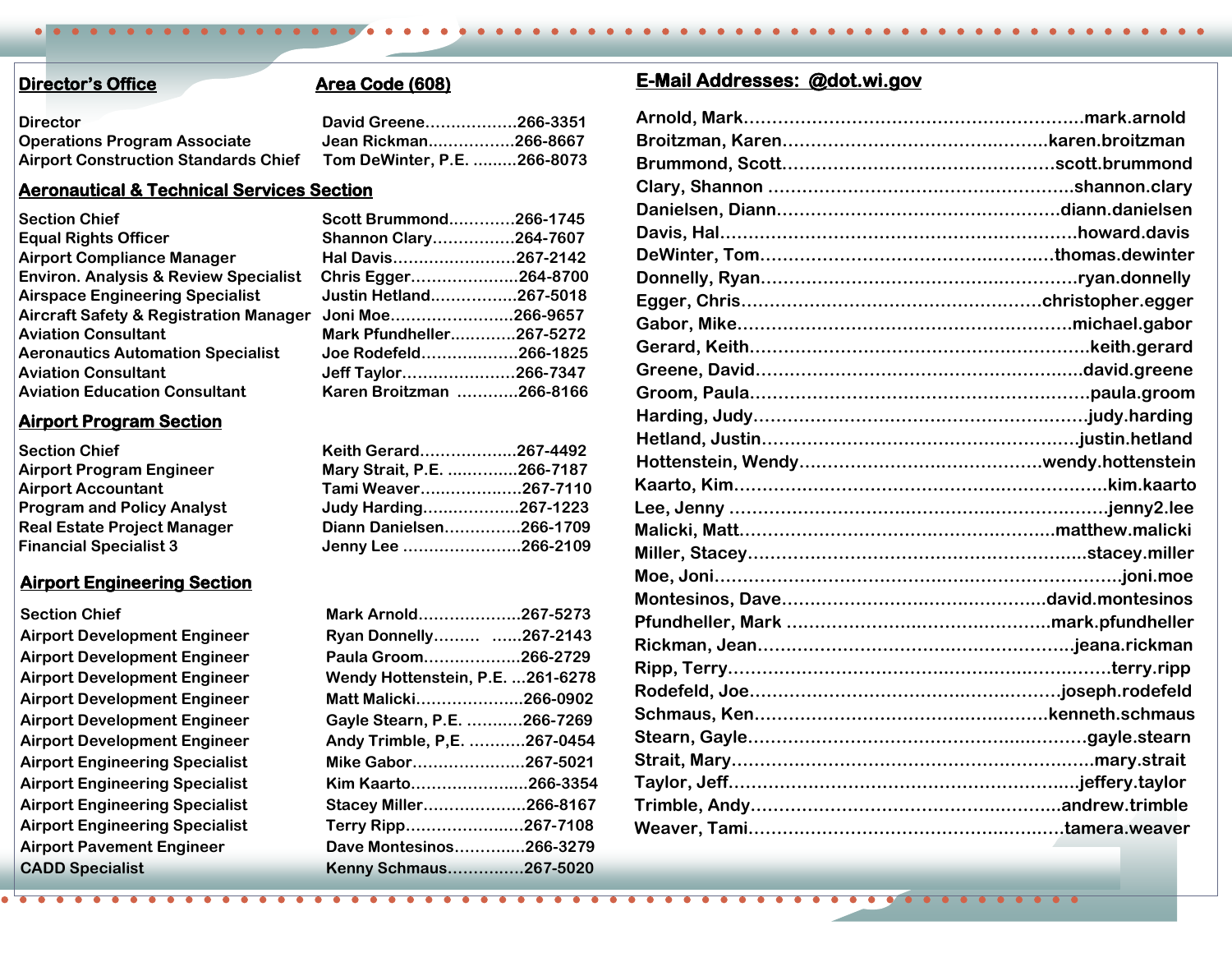## Director's Office

**Area Code (608)**

| | | |
|---|---|---|
| Director | David Greene | 266-3351 |
| Operations Program Associate | Jean Rickman | 266-8667 |
| Airport Construction Standards Chief | Tom DeWinter, P.E. | 266-8073 |

## Aeronautical & Technical Services Section

| | | |
|---|---|---|
| Section Chief | Scott Brummond | 266-1745 |
| Equal Rights Officer | Shannon Clary | 264-7607 |
| Airport Compliance Manager | Hal Davis | 267-2142 |
| Environ. Analysis & Review Specialist | Chris Egger | 264-8700 |
| Airspace Engineering Specialist | Justin Hetland | 267-5018 |
| Aircraft Safety & Registration Manager | Joni Moe | 266-9657 |
| Aviation Consultant | Mark Pfundheller | 267-5272 |
| Aeronautics Automation Specialist | Joe Rodefeld | 266-1825 |
| Aviation Consultant | Jeff Taylor | 266-7347 |
| Aviation Education Consultant | Karen Broitzman | 266-8166 |

## Airport Program Section

| | | |
|---|---|---|
| Section Chief | Keith Gerard | 267-4492 |
| Airport Program Engineer | Mary Strait, P.E. | 266-7187 |
| Airport Accountant | Tami Weaver | 267-7110 |
| Program and Policy Analyst | Judy Harding | 267-1223 |
| Real Estate Project Manager | Diann Danielsen | 266-1709 |
| Financial Specialist 3 | Jenny Lee | 266-2109 |

## Airport Engineering Section

| | | |
|---|---|---|
| Section Chief | Mark Arnold | 267-5273 |
| Airport Development Engineer | Ryan Donnelly | 267-2143 |
| Airport Development Engineer | Paula Groom | 266-2729 |
| Airport Development Engineer | Wendy Hottenstein, P.E. | 261-6278 |
| Airport Development Engineer | Matt Malicki | 266-0902 |
| Airport Development Engineer | Gayle Stearn, P.E. | 266-7269 |
| Airport Development Engineer | Andy Trimble, P,E. | 267-0454 |
| Airport Engineering Specialist | Mike Gabor | 267-5021 |
| Airport Engineering Specialist | Kim Kaarto | 266-3354 |
| Airport Engineering Specialist | Stacey Miller | 266-8167 |
| Airport Engineering Specialist | Terry Ripp | 267-7108 |
| Airport Pavement Engineer | Dave Montesinos | 266-3279 |
| CADD Specialist | Kenny Schmaus | 267-5020 |

## E-Mail Addresses: @dot.wi.gov

| | |
|---|---|
| Arnold, Mark | mark.arnold |
| Broitzman, Karen | karen.broitzman |
| Brummond, Scott | scott.brummond |
| Clary, Shannon | shannon.clary |
| Danielsen, Diann | diann.danielsen |
| Davis, Hal | howard.davis |
| DeWinter, Tom | thomas.dewinter |
| Donnelly, Ryan | ryan.donnelly |
| Egger, Chris | christopher.egger |
| Gabor, Mike | michael.gabor |
| Gerard, Keith | keith.gerard |
| Greene, David | david.greene |
| Groom, Paula | paula.groom |
| Harding, Judy | judy.harding |
| Hetland, Justin | justin.hetland |
| Hottenstein, Wendy | wendy.hottenstein |
| Kaarto, Kim | kim.kaarto |
| Lee, Jenny | jenny2.lee |
| Malicki, Matt | matthew.malicki |
| Miller, Stacey | stacey.miller |
| Moe, Joni | joni.moe |
| Montesinos, Dave | david.montesinos |
| Pfundheller, Mark | mark.pfundheller |
| Rickman, Jean | jeana.rickman |
| Ripp, Terry | terry.ripp |
| Rodefeld, Joe | joseph.rodefeld |
| Schmaus, Ken | kenneth.schmaus |
| Stearn, Gayle | gayle.stearn |
| Strait, Mary | mary.strait |
| Taylor, Jeff | jeffery.taylor |
| Trimble, Andy | andrew.trimble |
| Weaver, Tami | tamera.weaver |